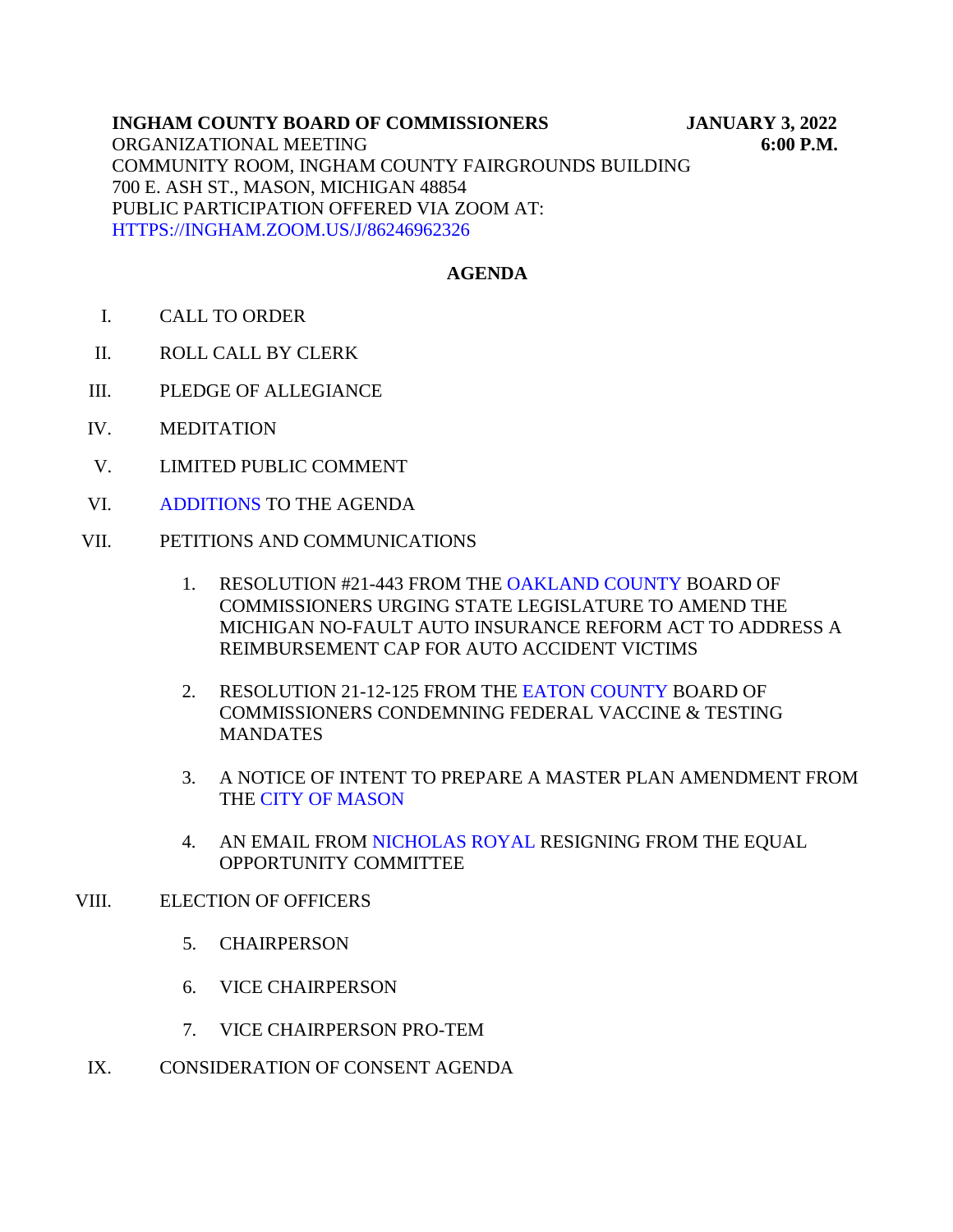**INGHAM COUNTY BOARD OF COMMISSIONERS** **JANUARY 3, 2022**
ORGANIZATIONAL MEETING **6:00 P.M.**
COMMUNITY ROOM, INGHAM COUNTY FAIRGROUNDS BUILDING
700 E. ASH ST., MASON, MICHIGAN 48854
PUBLIC PARTICIPATION OFFERED VIA ZOOM AT:
HTTPS://INGHAM.ZOOM.US/J/86246962326

## AGENDA

I. CALL TO ORDER

II. ROLL CALL BY CLERK

III. PLEDGE OF ALLEGIANCE

IV. MEDITATION

V. LIMITED PUBLIC COMMENT

VI. ADDITIONS TO THE AGENDA

VII. PETITIONS AND COMMUNICATIONS

1. RESOLUTION #21-443 FROM THE OAKLAND COUNTY BOARD OF COMMISSIONERS URGING STATE LEGISLATURE TO AMEND THE MICHIGAN NO-FAULT AUTO INSURANCE REFORM ACT TO ADDRESS A REIMBURSEMENT CAP FOR AUTO ACCIDENT VICTIMS

2. RESOLUTION 21-12-125 FROM THE EATON COUNTY BOARD OF COMMISSIONERS CONDEMNING FEDERAL VACCINE & TESTING MANDATES

3. A NOTICE OF INTENT TO PREPARE A MASTER PLAN AMENDMENT FROM THE CITY OF MASON

4. AN EMAIL FROM NICHOLAS ROYAL RESIGNING FROM THE EQUAL OPPORTUNITY COMMITTEE

VIII. ELECTION OF OFFICERS

5. CHAIRPERSON

6. VICE CHAIRPERSON

7. VICE CHAIRPERSON PRO-TEM

IX. CONSIDERATION OF CONSENT AGENDA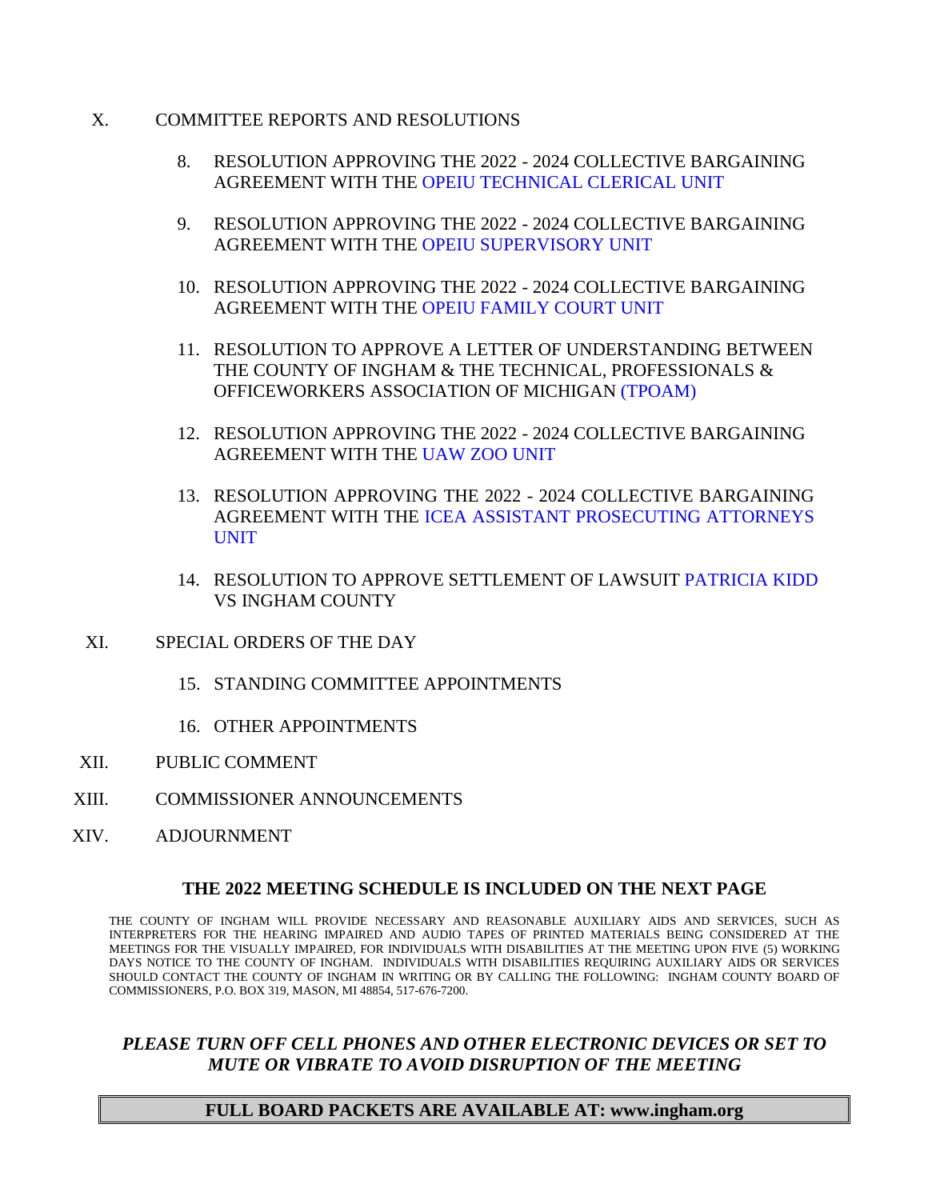X. COMMITTEE REPORTS AND RESOLUTIONS

8. RESOLUTION APPROVING THE 2022 - 2024 COLLECTIVE BARGAINING AGREEMENT WITH THE OPEIU TECHNICAL CLERICAL UNIT

9. RESOLUTION APPROVING THE 2022 - 2024 COLLECTIVE BARGAINING AGREEMENT WITH THE OPEIU SUPERVISORY UNIT

10. RESOLUTION APPROVING THE 2022 - 2024 COLLECTIVE BARGAINING AGREEMENT WITH THE OPEIU FAMILY COURT UNIT

11. RESOLUTION TO APPROVE A LETTER OF UNDERSTANDING BETWEEN THE COUNTY OF INGHAM & THE TECHNICAL, PROFESSIONALS & OFFICEWORKERS ASSOCIATION OF MICHIGAN (TPOAM)

12. RESOLUTION APPROVING THE 2022 - 2024 COLLECTIVE BARGAINING AGREEMENT WITH THE UAW ZOO UNIT

13. RESOLUTION APPROVING THE 2022 - 2024 COLLECTIVE BARGAINING AGREEMENT WITH THE ICEA ASSISTANT PROSECUTING ATTORNEYS UNIT

14. RESOLUTION TO APPROVE SETTLEMENT OF LAWSUIT PATRICIA KIDD VS INGHAM COUNTY

XI. SPECIAL ORDERS OF THE DAY

15. STANDING COMMITTEE APPOINTMENTS

16. OTHER APPOINTMENTS

XII. PUBLIC COMMENT

XIII. COMMISSIONER ANNOUNCEMENTS

XIV. ADJOURNMENT

**THE 2022 MEETING SCHEDULE IS INCLUDED ON THE NEXT PAGE**

THE COUNTY OF INGHAM WILL PROVIDE NECESSARY AND REASONABLE AUXILIARY AIDS AND SERVICES, SUCH AS INTERPRETERS FOR THE HEARING IMPAIRED AND AUDIO TAPES OF PRINTED MATERIALS BEING CONSIDERED AT THE MEETINGS FOR THE VISUALLY IMPAIRED, FOR INDIVIDUALS WITH DISABILITIES AT THE MEETING UPON FIVE (5) WORKING DAYS NOTICE TO THE COUNTY OF INGHAM. INDIVIDUALS WITH DISABILITIES REQUIRING AUXILIARY AIDS OR SERVICES SHOULD CONTACT THE COUNTY OF INGHAM IN WRITING OR BY CALLING THE FOLLOWING: INGHAM COUNTY BOARD OF COMMISSIONERS, P.O. BOX 319, MASON, MI 48854, 517-676-7200.

***PLEASE TURN OFF CELL PHONES AND OTHER ELECTRONIC DEVICES OR SET TO MUTE OR VIBRATE TO AVOID DISRUPTION OF THE MEETING***

**FULL BOARD PACKETS ARE AVAILABLE AT: www.ingham.org**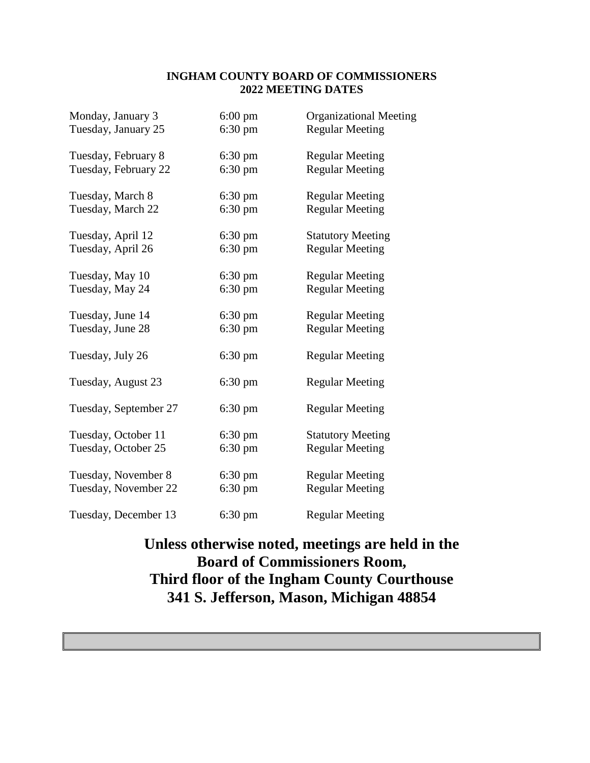**INGHAM COUNTY BOARD OF COMMISSIONERS**
**2022 MEETING DATES**

| | | |
|---|---|---|
| Monday, January 3 | 6:00 pm | Organizational Meeting |
| Tuesday, January 25 | 6:30 pm | Regular Meeting |
| Tuesday, February 8 | 6:30 pm | Regular Meeting |
| Tuesday, February 22 | 6:30 pm | Regular Meeting |
| Tuesday, March 8 | 6:30 pm | Regular Meeting |
| Tuesday, March 22 | 6:30 pm | Regular Meeting |
| Tuesday, April 12 | 6:30 pm | Statutory Meeting |
| Tuesday, April 26 | 6:30 pm | Regular Meeting |
| Tuesday, May 10 | 6:30 pm | Regular Meeting |
| Tuesday, May 24 | 6:30 pm | Regular Meeting |
| Tuesday, June 14 | 6:30 pm | Regular Meeting |
| Tuesday, June 28 | 6:30 pm | Regular Meeting |
| Tuesday, July 26 | 6:30 pm | Regular Meeting |
| Tuesday, August 23 | 6:30 pm | Regular Meeting |
| Tuesday, September 27 | 6:30 pm | Regular Meeting |
| Tuesday, October 11 | 6:30 pm | Statutory Meeting |
| Tuesday, October 25 | 6:30 pm | Regular Meeting |
| Tuesday, November 8 | 6:30 pm | Regular Meeting |
| Tuesday, November 22 | 6:30 pm | Regular Meeting |
| Tuesday, December 13 | 6:30 pm | Regular Meeting |

**Unless otherwise noted, meetings are held in the Board of Commissioners Room, Third floor of the Ingham County Courthouse 341 S. Jefferson, Mason, Michigan 48854**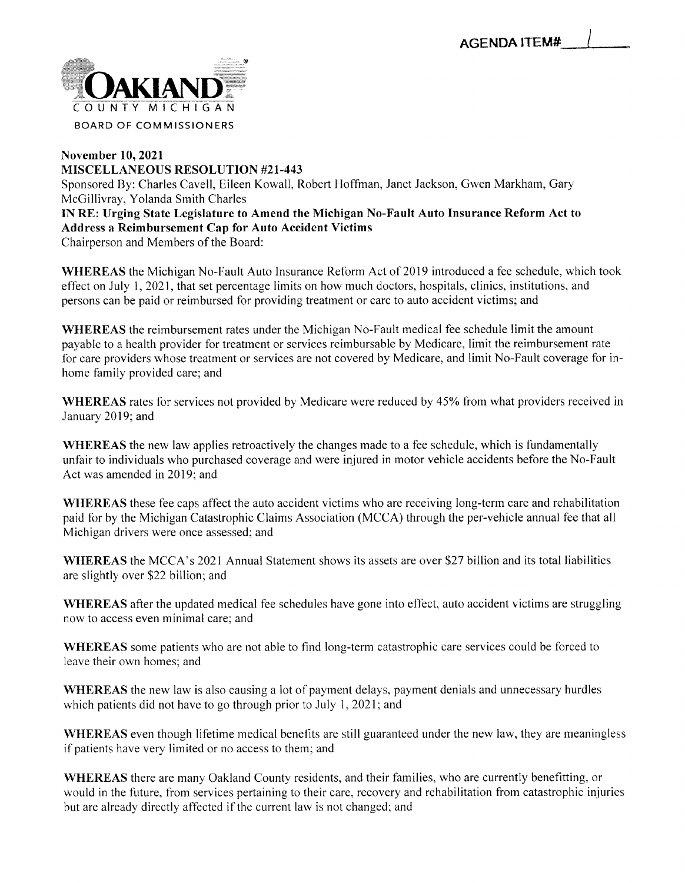AGENDA ITEM# 1

OAKLAND COUNTY MICHIGAN
BOARD OF COMMISSIONERS

**November 10, 2021**
**MISCELLANEOUS RESOLUTION #21-443**
Sponsored By: Charles Cavell, Eileen Kowall, Robert Hoffman, Janet Jackson, Gwen Markham, Gary McGillivray, Yolanda Smith Charles
**IN RE: Urging State Legislature to Amend the Michigan No-Fault Auto Insurance Reform Act to Address a Reimbursement Cap for Auto Accident Victims**
Chairperson and Members of the Board:

**WHEREAS** the Michigan No-Fault Auto Insurance Reform Act of 2019 introduced a fee schedule, which took effect on July 1, 2021, that set percentage limits on how much doctors, hospitals, clinics, institutions, and persons can be paid or reimbursed for providing treatment or care to auto accident victims; and

**WHEREAS** the reimbursement rates under the Michigan No-Fault medical fee schedule limit the amount payable to a health provider for treatment or services reimbursable by Medicare, limit the reimbursement rate for care providers whose treatment or services are not covered by Medicare, and limit No-Fault coverage for in-home family provided care; and

**WHEREAS** rates for services not provided by Medicare were reduced by 45% from what providers received in January 2019; and

**WHEREAS** the new law applies retroactively the changes made to a fee schedule, which is fundamentally unfair to individuals who purchased coverage and were injured in motor vehicle accidents before the No-Fault Act was amended in 2019; and

**WHEREAS** these fee caps affect the auto accident victims who are receiving long-term care and rehabilitation paid for by the Michigan Catastrophic Claims Association (MCCA) through the per-vehicle annual fee that all Michigan drivers were once assessed; and

**WHEREAS** the MCCA's 2021 Annual Statement shows its assets are over $27 billion and its total liabilities are slightly over $22 billion; and

**WHEREAS** after the updated medical fee schedules have gone into effect, auto accident victims are struggling now to access even minimal care; and

**WHEREAS** some patients who are not able to find long-term catastrophic care services could be forced to leave their own homes; and

**WHEREAS** the new law is also causing a lot of payment delays, payment denials and unnecessary hurdles which patients did not have to go through prior to July 1, 2021; and

**WHEREAS** even though lifetime medical benefits are still guaranteed under the new law, they are meaningless if patients have very limited or no access to them; and

**WHEREAS** there are many Oakland County residents, and their families, who are currently benefitting, or would in the future, from services pertaining to their care, recovery and rehabilitation from catastrophic injuries but are already directly affected if the current law is not changed; and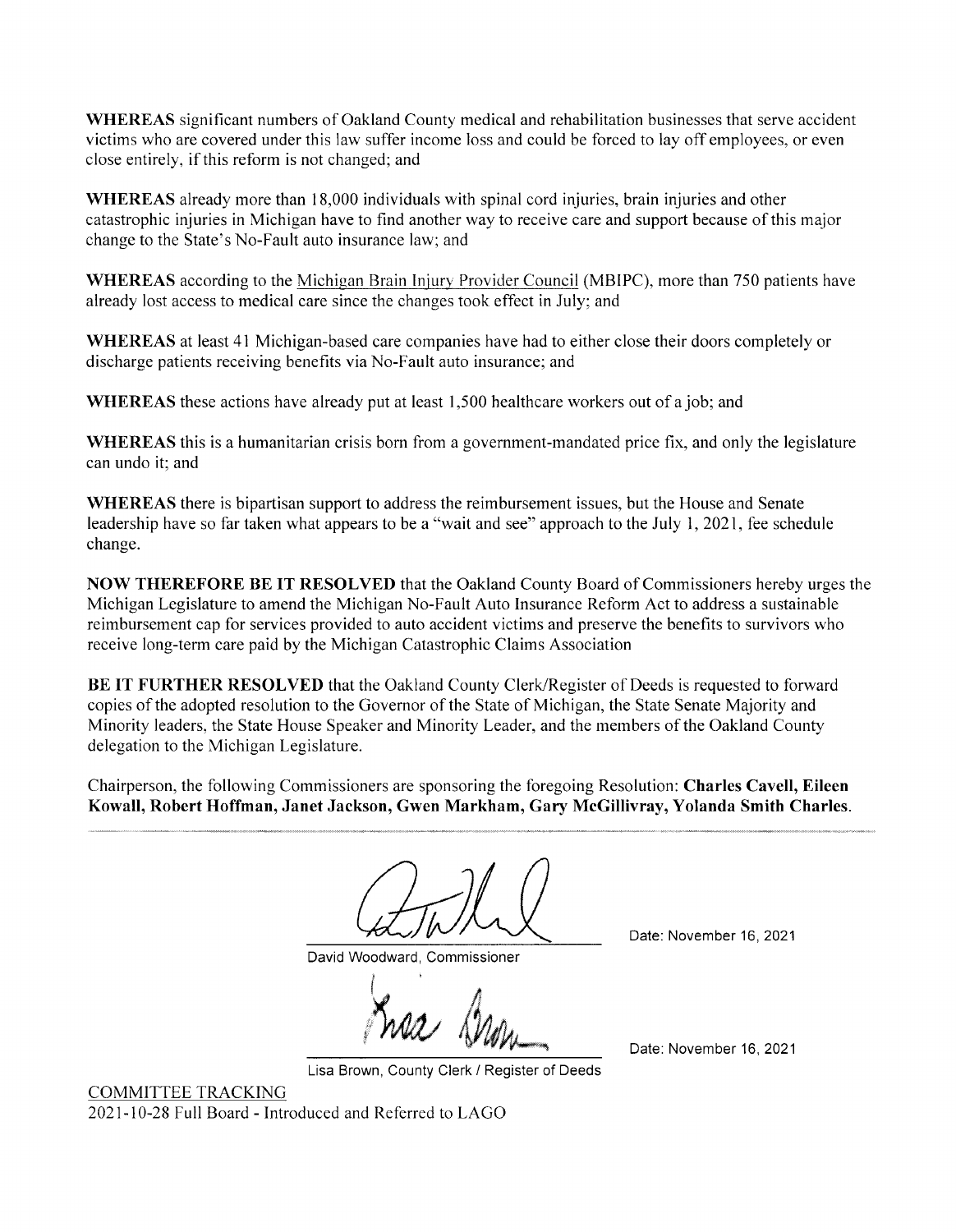**WHEREAS** significant numbers of Oakland County medical and rehabilitation businesses that serve accident victims who are covered under this law suffer income loss and could be forced to lay off employees, or even close entirely, if this reform is not changed; and

**WHEREAS** already more than 18,000 individuals with spinal cord injuries, brain injuries and other catastrophic injuries in Michigan have to find another way to receive care and support because of this major change to the State's No-Fault auto insurance law; and

**WHEREAS** according to the Michigan Brain Injury Provider Council (MBIPC), more than 750 patients have already lost access to medical care since the changes took effect in July; and

**WHEREAS** at least 41 Michigan-based care companies have had to either close their doors completely or discharge patients receiving benefits via No-Fault auto insurance; and

**WHEREAS** these actions have already put at least 1,500 healthcare workers out of a job; and

**WHEREAS** this is a humanitarian crisis born from a government-mandated price fix, and only the legislature can undo it; and

**WHEREAS** there is bipartisan support to address the reimbursement issues, but the House and Senate leadership have so far taken what appears to be a "wait and see" approach to the July 1, 2021, fee schedule change.

**NOW THEREFORE BE IT RESOLVED** that the Oakland County Board of Commissioners hereby urges the Michigan Legislature to amend the Michigan No-Fault Auto Insurance Reform Act to address a sustainable reimbursement cap for services provided to auto accident victims and preserve the benefits to survivors who receive long-term care paid by the Michigan Catastrophic Claims Association

**BE IT FURTHER RESOLVED** that the Oakland County Clerk/Register of Deeds is requested to forward copies of the adopted resolution to the Governor of the State of Michigan, the State Senate Majority and Minority leaders, the State House Speaker and Minority Leader, and the members of the Oakland County delegation to the Michigan Legislature.

Chairperson, the following Commissioners are sponsoring the foregoing Resolution: **Charles Cavell, Eileen Kowall, Robert Hoffman, Janet Jackson, Gwen Markham, Gary McGillivray, Yolanda Smith Charles.**

David Woodward, Commissioner — Date: November 16, 2021

Lisa Brown, County Clerk / Register of Deeds — Date: November 16, 2021

COMMITTEE TRACKING
2021-10-28 Full Board - Introduced and Referred to LAGO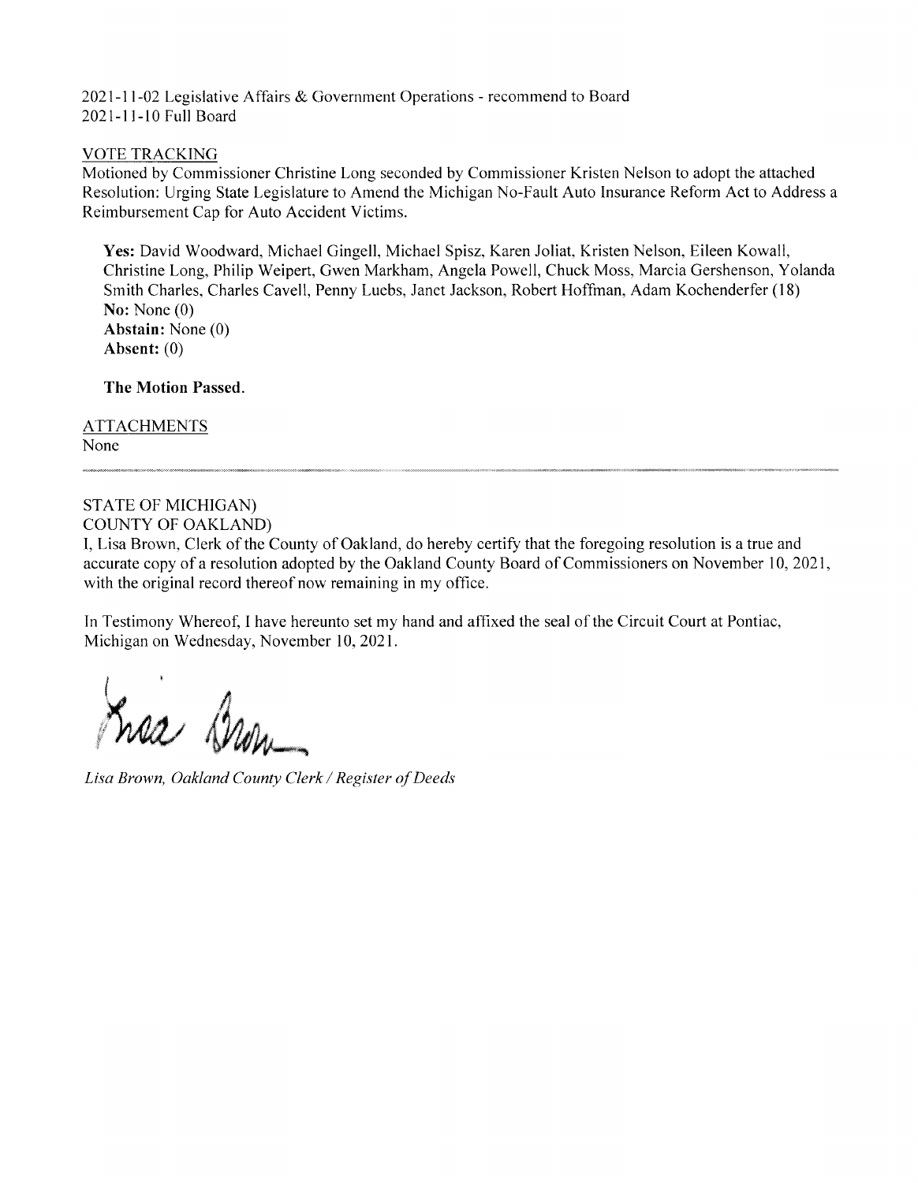2021-11-02 Legislative Affairs & Government Operations - recommend to Board
2021-11-10 Full Board

VOTE TRACKING

Motioned by Commissioner Christine Long seconded by Commissioner Kristen Nelson to adopt the attached Resolution: Urging State Legislature to Amend the Michigan No-Fault Auto Insurance Reform Act to Address a Reimbursement Cap for Auto Accident Victims.

**Yes:** David Woodward, Michael Gingell, Michael Spisz, Karen Joliat, Kristen Nelson, Eileen Kowall, Christine Long, Philip Weipert, Gwen Markham, Angela Powell, Chuck Moss, Marcia Gershenson, Yolanda Smith Charles, Charles Cavell, Penny Luebs, Janet Jackson, Robert Hoffman, Adam Kochenderfer (18)
**No:** None (0)
**Abstain:** None (0)
**Absent:** (0)

**The Motion Passed.**

ATTACHMENTS

None

---

STATE OF MICHIGAN)
COUNTY OF OAKLAND)

I, Lisa Brown, Clerk of the County of Oakland, do hereby certify that the foregoing resolution is a true and accurate copy of a resolution adopted by the Oakland County Board of Commissioners on November 10, 2021, with the original record thereof now remaining in my office.

In Testimony Whereof, I have hereunto set my hand and affixed the seal of the Circuit Court at Pontiac, Michigan on Wednesday, November 10, 2021.

*Lisa Brown, Oakland County Clerk / Register of Deeds*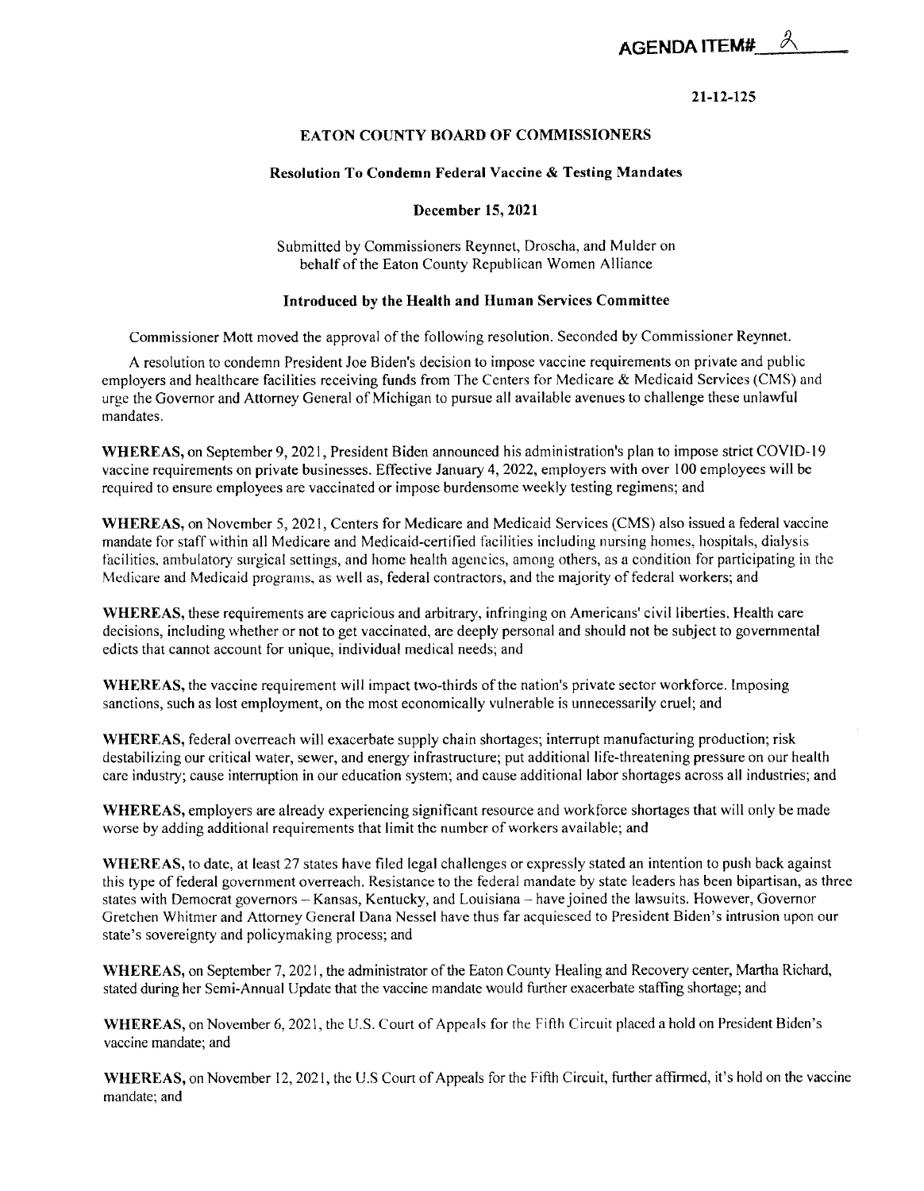**AGENDA ITEM# 2**

**21-12-125**

## EATON COUNTY BOARD OF COMMISSIONERS

### Resolution To Condemn Federal Vaccine & Testing Mandates

**December 15, 2021**

Submitted by Commissioners Reynnet, Droscha, and Mulder on behalf of the Eaton County Republican Women Alliance

**Introduced by the Health and Human Services Committee**

Commissioner Mott moved the approval of the following resolution. Seconded by Commissioner Reynnet.

A resolution to condemn President Joe Biden's decision to impose vaccine requirements on private and public employers and healthcare facilities receiving funds from The Centers for Medicare & Medicaid Services (CMS) and urge the Governor and Attorney General of Michigan to pursue all available avenues to challenge these unlawful mandates.

**WHEREAS,** on September 9, 2021, President Biden announced his administration's plan to impose strict COVID-19 vaccine requirements on private businesses. Effective January 4, 2022, employers with over 100 employees will be required to ensure employees are vaccinated or impose burdensome weekly testing regimens; and

**WHEREAS,** on November 5, 2021, Centers for Medicare and Medicaid Services (CMS) also issued a federal vaccine mandate for staff within all Medicare and Medicaid-certified facilities including nursing homes, hospitals, dialysis facilities, ambulatory surgical settings, and home health agencies, among others, as a condition for participating in the Medicare and Medicaid programs, as well as, federal contractors, and the majority of federal workers; and

**WHEREAS,** these requirements are capricious and arbitrary, infringing on Americans' civil liberties. Health care decisions, including whether or not to get vaccinated, are deeply personal and should not be subject to governmental edicts that cannot account for unique, individual medical needs; and

**WHEREAS,** the vaccine requirement will impact two-thirds of the nation's private sector workforce. Imposing sanctions, such as lost employment, on the most economically vulnerable is unnecessarily cruel; and

**WHEREAS,** federal overreach will exacerbate supply chain shortages; interrupt manufacturing production; risk destabilizing our critical water, sewer, and energy infrastructure; put additional life-threatening pressure on our health care industry; cause interruption in our education system; and cause additional labor shortages across all industries; and

**WHEREAS,** employers are already experiencing significant resource and workforce shortages that will only be made worse by adding additional requirements that limit the number of workers available; and

**WHEREAS,** to date, at least 27 states have filed legal challenges or expressly stated an intention to push back against this type of federal government overreach. Resistance to the federal mandate by state leaders has been bipartisan, as three states with Democrat governors – Kansas, Kentucky, and Louisiana – have joined the lawsuits. However, Governor Gretchen Whitmer and Attorney General Dana Nessel have thus far acquiesced to President Biden's intrusion upon our state's sovereignty and policymaking process; and

**WHEREAS,** on September 7, 2021, the administrator of the Eaton County Healing and Recovery center, Martha Richard, stated during her Semi-Annual Update that the vaccine mandate would further exacerbate staffing shortage; and

**WHEREAS,** on November 6, 2021, the U.S. Court of Appeals for the Fifth Circuit placed a hold on President Biden's vaccine mandate; and

**WHEREAS,** on November 12, 2021, the U.S Court of Appeals for the Fifth Circuit, further affirmed, it's hold on the vaccine mandate; and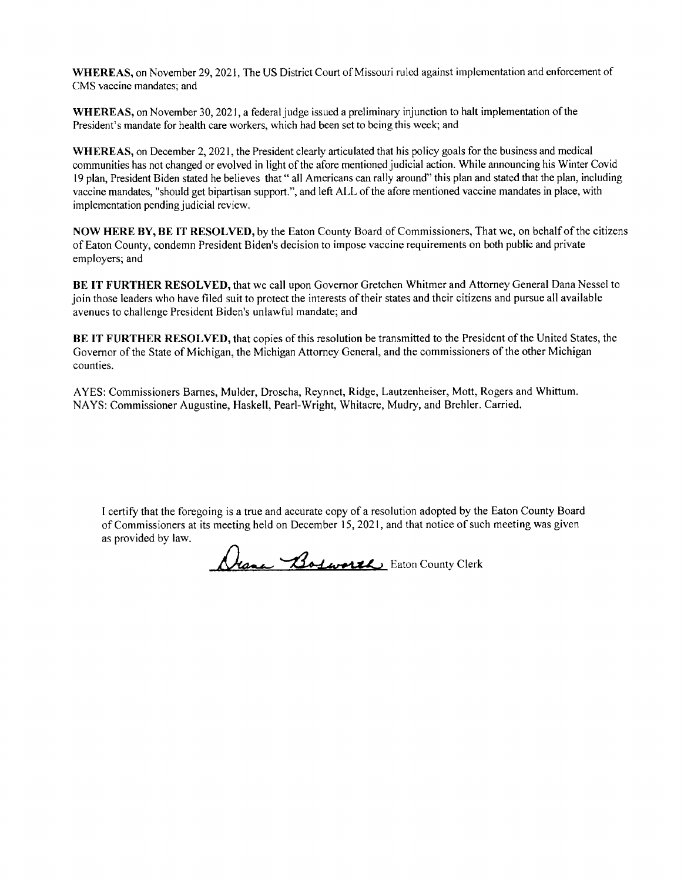**WHEREAS,** on November 29, 2021, The US District Court of Missouri ruled against implementation and enforcement of CMS vaccine mandates; and

**WHEREAS,** on November 30, 2021, a federal judge issued a preliminary injunction to halt implementation of the President's mandate for health care workers, which had been set to being this week; and

**WHEREAS,** on December 2, 2021, the President clearly articulated that his policy goals for the business and medical communities has not changed or evolved in light of the afore mentioned judicial action. While announcing his Winter Covid 19 plan, President Biden stated he believes that " all Americans can rally around" this plan and stated that the plan, including vaccine mandates, "should get bipartisan support.", and left ALL of the afore mentioned vaccine mandates in place, with implementation pending judicial review.

**NOW HERE BY, BE IT RESOLVED,** by the Eaton County Board of Commissioners, That we, on behalf of the citizens of Eaton County, condemn President Biden's decision to impose vaccine requirements on both public and private employers; and

**BE IT FURTHER RESOLVED,** that we call upon Governor Gretchen Whitmer and Attorney General Dana Nessel to join those leaders who have filed suit to protect the interests of their states and their citizens and pursue all available avenues to challenge President Biden's unlawful mandate; and

**BE IT FURTHER RESOLVED,** that copies of this resolution be transmitted to the President of the United States, the Governor of the State of Michigan, the Michigan Attorney General, and the commissioners of the other Michigan counties.

AYES: Commissioners Barnes, Mulder, Droscha, Reynnet, Ridge, Lautzenheiser, Mott, Rogers and Whittum.
NAYS: Commissioner Augustine, Haskell, Pearl-Wright, Whitacre, Mudry, and Brehler. Carried.

I certify that the foregoing is a true and accurate copy of a resolution adopted by the Eaton County Board of Commissioners at its meeting held on December 15, 2021, and that notice of such meeting was given as provided by law.

Diana Bosworth Eaton County Clerk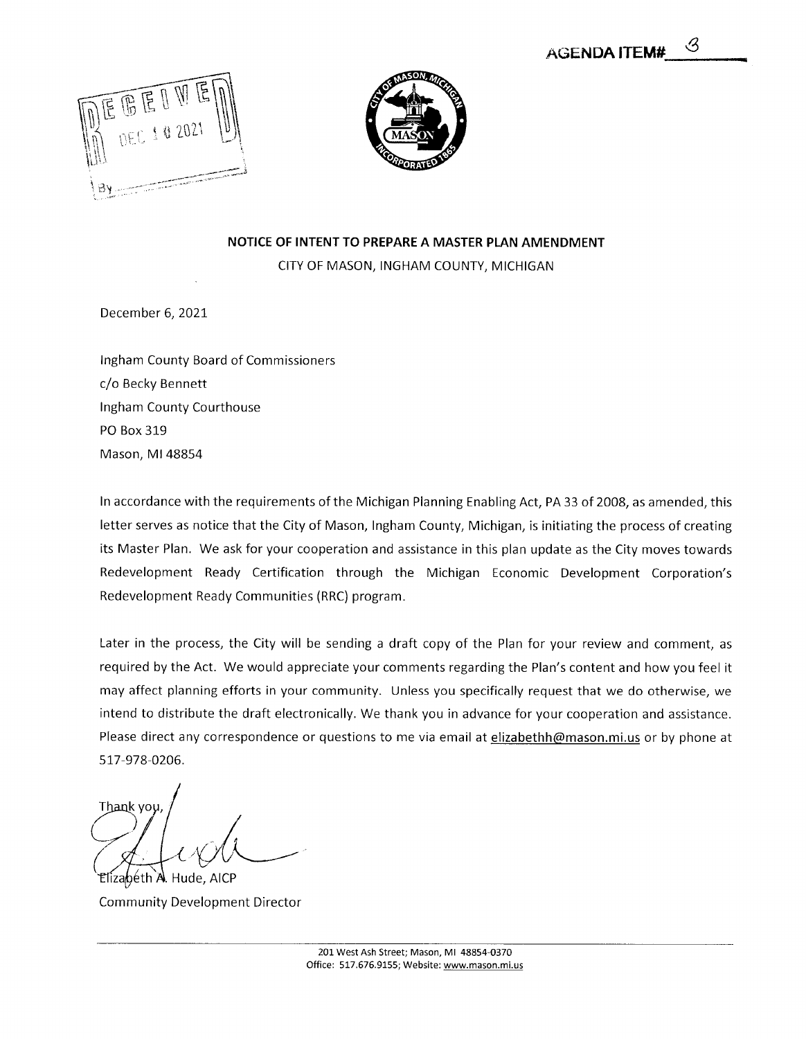AGENDA ITEM# 8

RECEIVED
DEC 10 2021
By

# NOTICE OF INTENT TO PREPARE A MASTER PLAN AMENDMENT

CITY OF MASON, INGHAM COUNTY, MICHIGAN

December 6, 2021

Ingham County Board of Commissioners
c/o Becky Bennett
Ingham County Courthouse
PO Box 319
Mason, MI 48854

In accordance with the requirements of the Michigan Planning Enabling Act, PA 33 of 2008, as amended, this letter serves as notice that the City of Mason, Ingham County, Michigan, is initiating the process of creating its Master Plan. We ask for your cooperation and assistance in this plan update as the City moves towards Redevelopment Ready Certification through the Michigan Economic Development Corporation's Redevelopment Ready Communities (RRC) program.

Later in the process, the City will be sending a draft copy of the Plan for your review and comment, as required by the Act. We would appreciate your comments regarding the Plan's content and how you feel it may affect planning efforts in your community. Unless you specifically request that we do otherwise, we intend to distribute the draft electronically. We thank you in advance for your cooperation and assistance. Please direct any correspondence or questions to me via email at elizabethh@mason.mi.us or by phone at 517-978-0206.

Thank you,

Elizabeth A. Hude, AICP
Community Development Director

201 West Ash Street; Mason, MI 48854-0370
Office: 517.676.9155; Website: www.mason.mi.us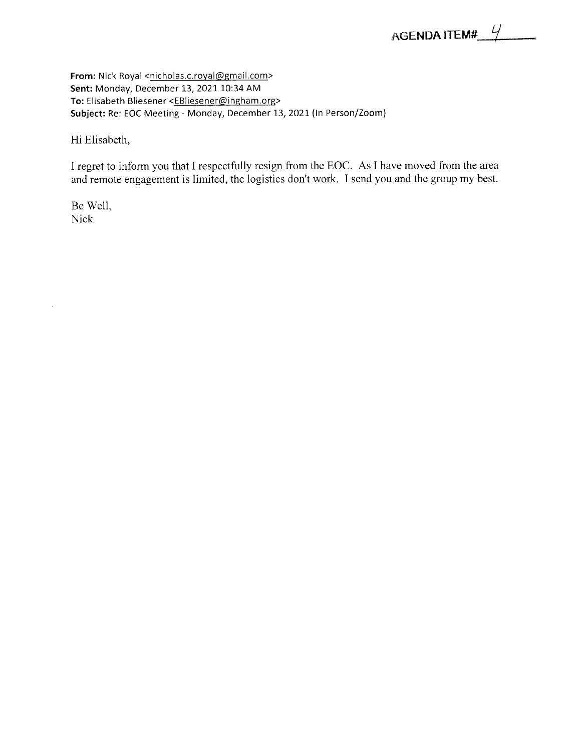AGENDA ITEM# 4

**From:** Nick Royal <nicholas.c.royal@gmail.com>
**Sent:** Monday, December 13, 2021 10:34 AM
**To:** Elisabeth Bliesener <EBliesener@ingham.org>
**Subject:** Re: EOC Meeting - Monday, December 13, 2021 (In Person/Zoom)

Hi Elisabeth,

I regret to inform you that I respectfully resign from the EOC. As I have moved from the area and remote engagement is limited, the logistics don't work. I send you and the group my best.

Be Well,
Nick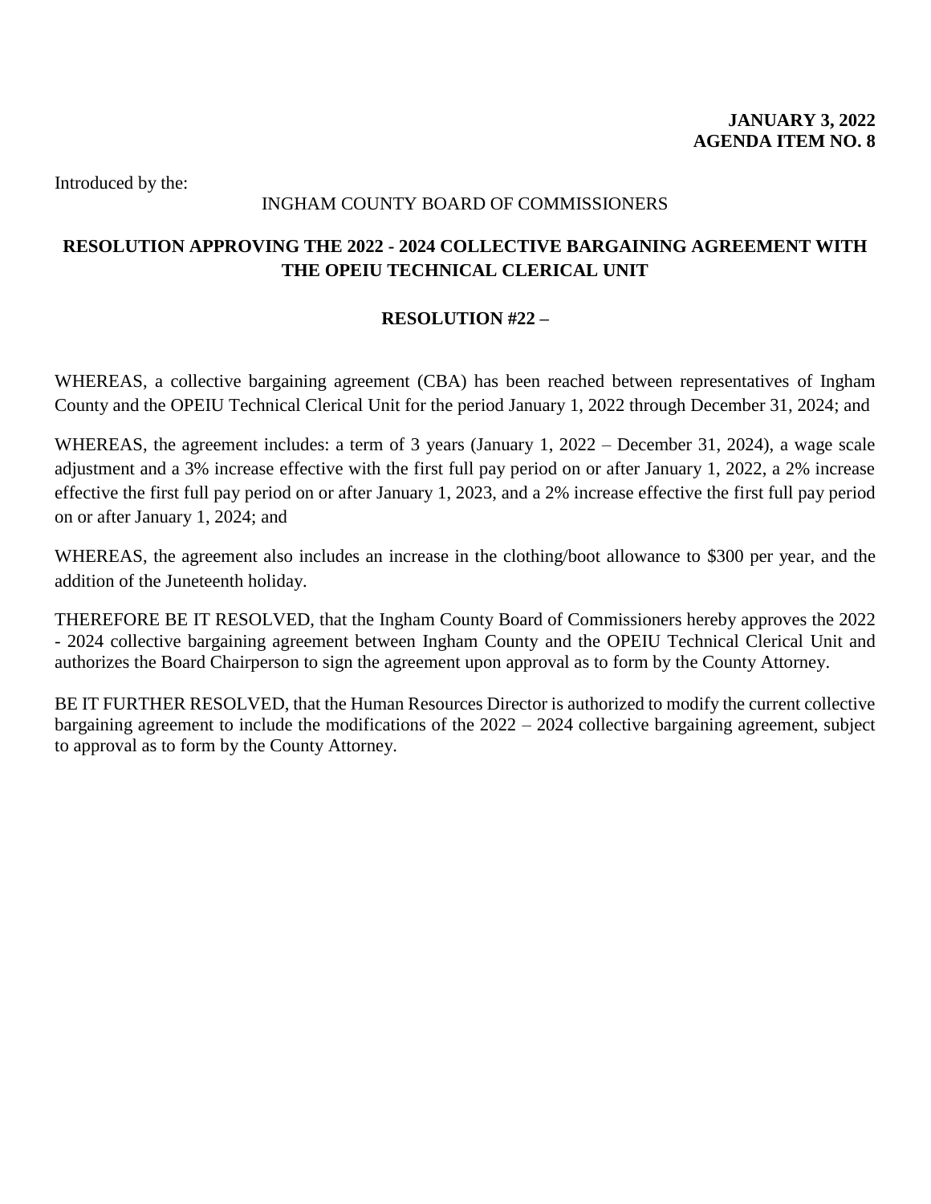**JANUARY 3, 2022**
**AGENDA ITEM NO. 8**

Introduced by the:

INGHAM COUNTY BOARD OF COMMISSIONERS

**RESOLUTION APPROVING THE 2022 - 2024 COLLECTIVE BARGAINING AGREEMENT WITH THE OPEIU TECHNICAL CLERICAL UNIT**

**RESOLUTION #22 –**

WHEREAS, a collective bargaining agreement (CBA) has been reached between representatives of Ingham County and the OPEIU Technical Clerical Unit for the period January 1, 2022 through December 31, 2024; and

WHEREAS, the agreement includes: a term of 3 years (January 1, 2022 – December 31, 2024), a wage scale adjustment and a 3% increase effective with the first full pay period on or after January 1, 2022, a 2% increase effective the first full pay period on or after January 1, 2023, and a 2% increase effective the first full pay period on or after January 1, 2024; and

WHEREAS, the agreement also includes an increase in the clothing/boot allowance to $300 per year, and the addition of the Juneteenth holiday.

THEREFORE BE IT RESOLVED, that the Ingham County Board of Commissioners hereby approves the 2022 - 2024 collective bargaining agreement between Ingham County and the OPEIU Technical Clerical Unit and authorizes the Board Chairperson to sign the agreement upon approval as to form by the County Attorney.

BE IT FURTHER RESOLVED, that the Human Resources Director is authorized to modify the current collective bargaining agreement to include the modifications of the 2022 – 2024 collective bargaining agreement, subject to approval as to form by the County Attorney.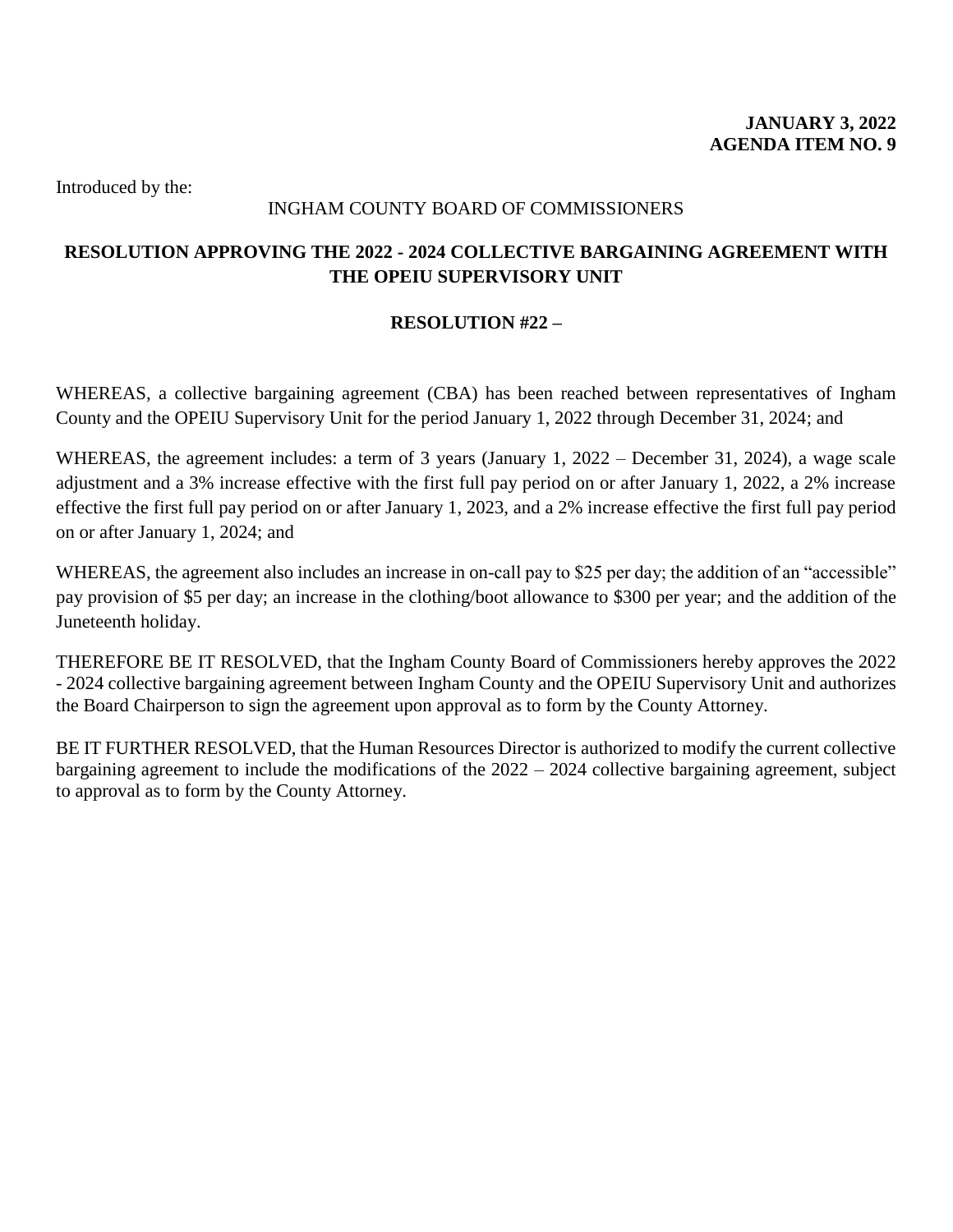**JANUARY 3, 2022**
**AGENDA ITEM NO. 9**

Introduced by the:

INGHAM COUNTY BOARD OF COMMISSIONERS

**RESOLUTION APPROVING THE 2022 - 2024 COLLECTIVE BARGAINING AGREEMENT WITH THE OPEIU SUPERVISORY UNIT**

**RESOLUTION #22 –**

WHEREAS, a collective bargaining agreement (CBA) has been reached between representatives of Ingham County and the OPEIU Supervisory Unit for the period January 1, 2022 through December 31, 2024; and

WHEREAS, the agreement includes: a term of 3 years (January 1, 2022 – December 31, 2024), a wage scale adjustment and a 3% increase effective with the first full pay period on or after January 1, 2022, a 2% increase effective the first full pay period on or after January 1, 2023, and a 2% increase effective the first full pay period on or after January 1, 2024; and

WHEREAS, the agreement also includes an increase in on-call pay to $25 per day; the addition of an "accessible" pay provision of $5 per day; an increase in the clothing/boot allowance to $300 per year; and the addition of the Juneteenth holiday.

THEREFORE BE IT RESOLVED, that the Ingham County Board of Commissioners hereby approves the 2022 - 2024 collective bargaining agreement between Ingham County and the OPEIU Supervisory Unit and authorizes the Board Chairperson to sign the agreement upon approval as to form by the County Attorney.

BE IT FURTHER RESOLVED, that the Human Resources Director is authorized to modify the current collective bargaining agreement to include the modifications of the 2022 – 2024 collective bargaining agreement, subject to approval as to form by the County Attorney.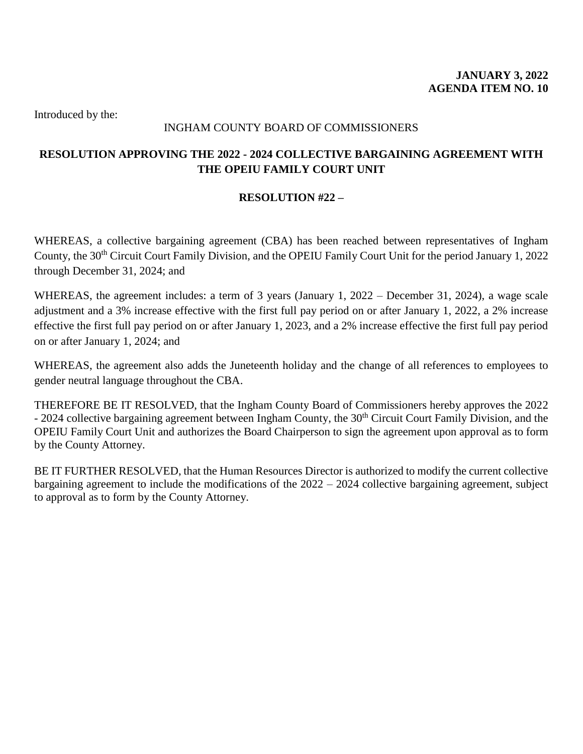**JANUARY 3, 2022**
**AGENDA ITEM NO. 10**

Introduced by the:

INGHAM COUNTY BOARD OF COMMISSIONERS

## RESOLUTION APPROVING THE 2022 - 2024 COLLECTIVE BARGAINING AGREEMENT WITH THE OPEIU FAMILY COURT UNIT

**RESOLUTION #22 –**

WHEREAS, a collective bargaining agreement (CBA) has been reached between representatives of Ingham County, the 30th Circuit Court Family Division, and the OPEIU Family Court Unit for the period January 1, 2022 through December 31, 2024; and

WHEREAS, the agreement includes: a term of 3 years (January 1, 2022 – December 31, 2024), a wage scale adjustment and a 3% increase effective with the first full pay period on or after January 1, 2022, a 2% increase effective the first full pay period on or after January 1, 2023, and a 2% increase effective the first full pay period on or after January 1, 2024; and

WHEREAS, the agreement also adds the Juneteenth holiday and the change of all references to employees to gender neutral language throughout the CBA.

THEREFORE BE IT RESOLVED, that the Ingham County Board of Commissioners hereby approves the 2022 - 2024 collective bargaining agreement between Ingham County, the 30th Circuit Court Family Division, and the OPEIU Family Court Unit and authorizes the Board Chairperson to sign the agreement upon approval as to form by the County Attorney.

BE IT FURTHER RESOLVED, that the Human Resources Director is authorized to modify the current collective bargaining agreement to include the modifications of the 2022 – 2024 collective bargaining agreement, subject to approval as to form by the County Attorney.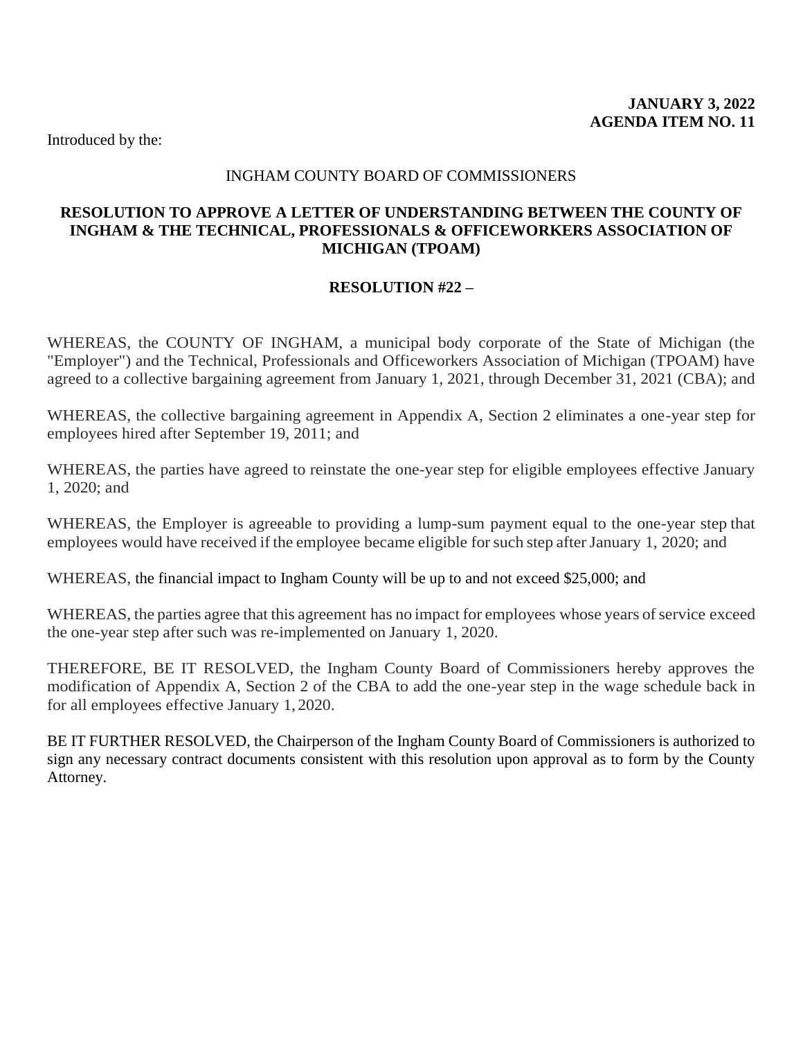**JANUARY 3, 2022**
**AGENDA ITEM NO. 11**

Introduced by the:

INGHAM COUNTY BOARD OF COMMISSIONERS

**RESOLUTION TO APPROVE A LETTER OF UNDERSTANDING BETWEEN THE COUNTY OF INGHAM & THE TECHNICAL, PROFESSIONALS & OFFICEWORKERS ASSOCIATION OF MICHIGAN (TPOAM)**

**RESOLUTION #22 –**

WHEREAS, the COUNTY OF INGHAM, a municipal body corporate of the State of Michigan (the "Employer") and the Technical, Professionals and Officeworkers Association of Michigan (TPOAM) have agreed to a collective bargaining agreement from January 1, 2021, through December 31, 2021 (CBA); and

WHEREAS, the collective bargaining agreement in Appendix A, Section 2 eliminates a one-year step for employees hired after September 19, 2011; and

WHEREAS, the parties have agreed to reinstate the one-year step for eligible employees effective January 1, 2020; and

WHEREAS, the Employer is agreeable to providing a lump-sum payment equal to the one-year step that employees would have received if the employee became eligible for such step after January 1, 2020; and

WHEREAS, the financial impact to Ingham County will be up to and not exceed $25,000; and

WHEREAS, the parties agree that this agreement has no impact for employees whose years of service exceed the one-year step after such was re-implemented on January 1, 2020.

THEREFORE, BE IT RESOLVED, the Ingham County Board of Commissioners hereby approves the modification of Appendix A, Section 2 of the CBA to add the one-year step in the wage schedule back in for all employees effective January 1, 2020.

BE IT FURTHER RESOLVED, the Chairperson of the Ingham County Board of Commissioners is authorized to sign any necessary contract documents consistent with this resolution upon approval as to form by the County Attorney.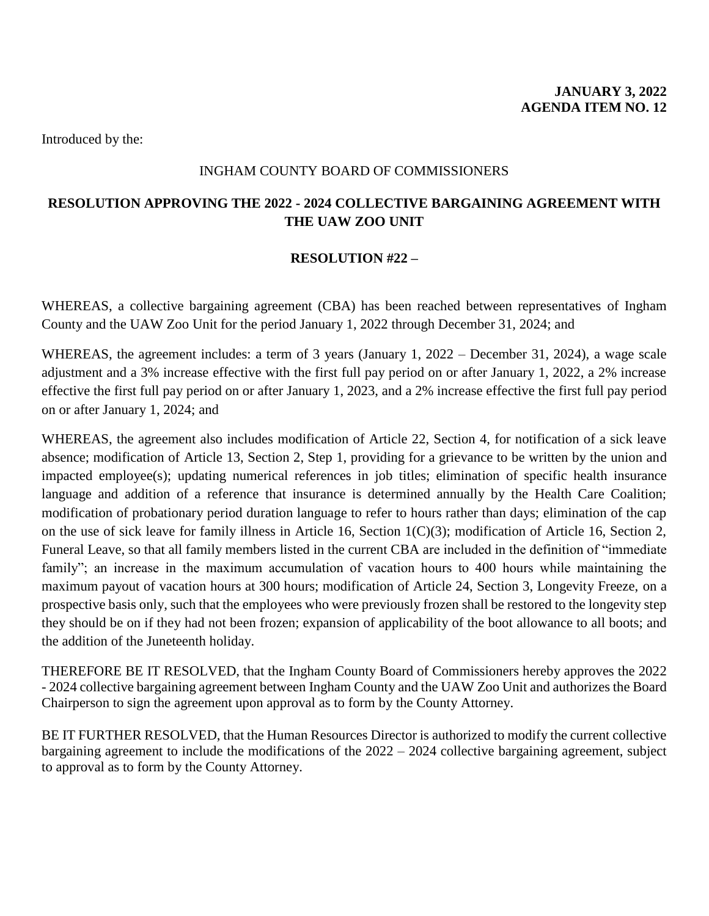**JANUARY 3, 2022**
**AGENDA ITEM NO. 12**

Introduced by the:

INGHAM COUNTY BOARD OF COMMISSIONERS

**RESOLUTION APPROVING THE 2022 - 2024 COLLECTIVE BARGAINING AGREEMENT WITH THE UAW ZOO UNIT**

**RESOLUTION #22 –**

WHEREAS, a collective bargaining agreement (CBA) has been reached between representatives of Ingham County and the UAW Zoo Unit for the period January 1, 2022 through December 31, 2024; and

WHEREAS, the agreement includes: a term of 3 years (January 1, 2022 – December 31, 2024), a wage scale adjustment and a 3% increase effective with the first full pay period on or after January 1, 2022, a 2% increase effective the first full pay period on or after January 1, 2023, and a 2% increase effective the first full pay period on or after January 1, 2024; and

WHEREAS, the agreement also includes modification of Article 22, Section 4, for notification of a sick leave absence; modification of Article 13, Section 2, Step 1, providing for a grievance to be written by the union and impacted employee(s); updating numerical references in job titles; elimination of specific health insurance language and addition of a reference that insurance is determined annually by the Health Care Coalition; modification of probationary period duration language to refer to hours rather than days; elimination of the cap on the use of sick leave for family illness in Article 16, Section 1(C)(3); modification of Article 16, Section 2, Funeral Leave, so that all family members listed in the current CBA are included in the definition of "immediate family"; an increase in the maximum accumulation of vacation hours to 400 hours while maintaining the maximum payout of vacation hours at 300 hours; modification of Article 24, Section 3, Longevity Freeze, on a prospective basis only, such that the employees who were previously frozen shall be restored to the longevity step they should be on if they had not been frozen; expansion of applicability of the boot allowance to all boots; and the addition of the Juneteenth holiday.

THEREFORE BE IT RESOLVED, that the Ingham County Board of Commissioners hereby approves the 2022 - 2024 collective bargaining agreement between Ingham County and the UAW Zoo Unit and authorizes the Board Chairperson to sign the agreement upon approval as to form by the County Attorney.

BE IT FURTHER RESOLVED, that the Human Resources Director is authorized to modify the current collective bargaining agreement to include the modifications of the 2022 – 2024 collective bargaining agreement, subject to approval as to form by the County Attorney.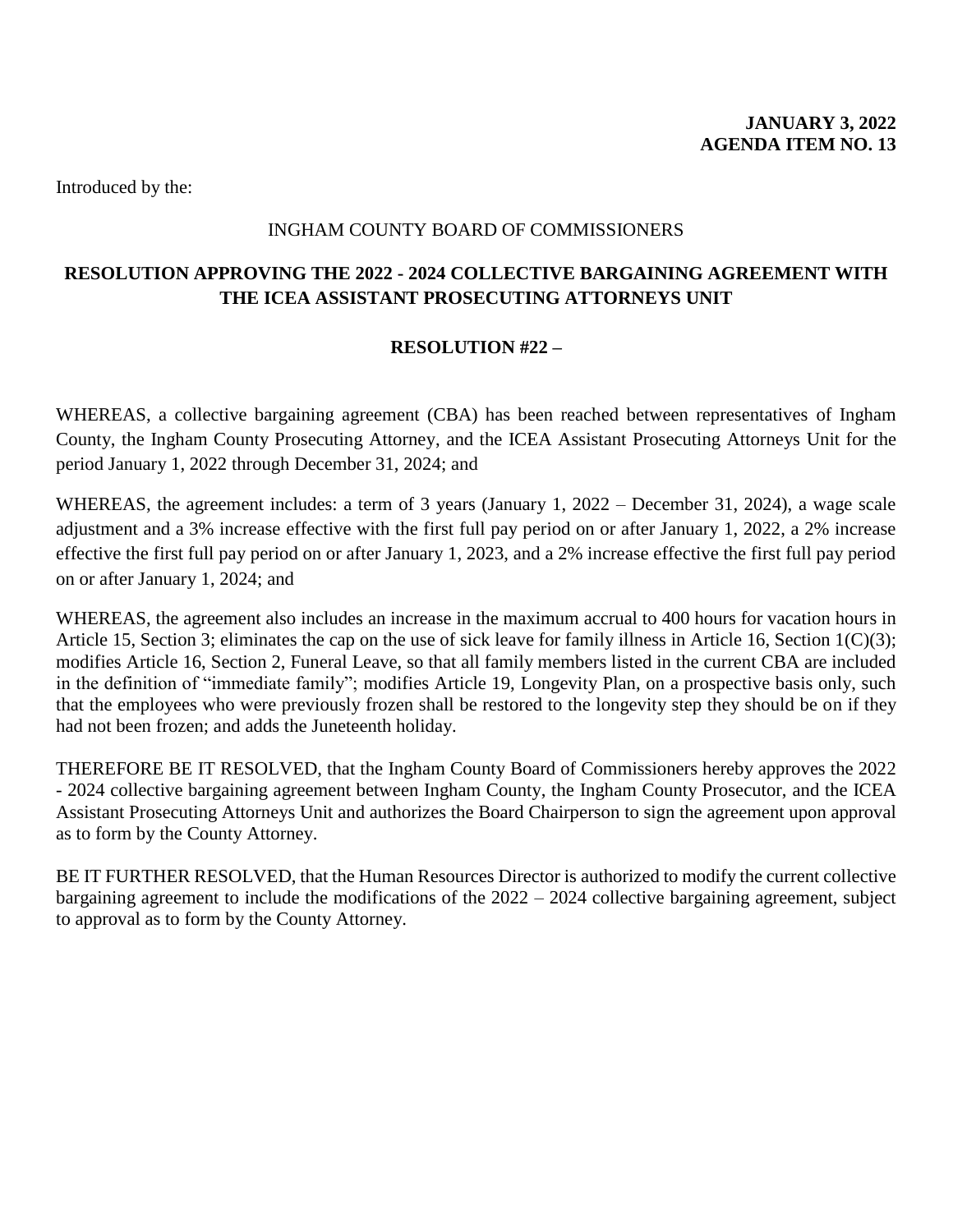**JANUARY 3, 2022**
**AGENDA ITEM NO. 13**

Introduced by the:

INGHAM COUNTY BOARD OF COMMISSIONERS

**RESOLUTION APPROVING THE 2022 - 2024 COLLECTIVE BARGAINING AGREEMENT WITH THE ICEA ASSISTANT PROSECUTING ATTORNEYS UNIT**

**RESOLUTION #22 –**

WHEREAS, a collective bargaining agreement (CBA) has been reached between representatives of Ingham County, the Ingham County Prosecuting Attorney, and the ICEA Assistant Prosecuting Attorneys Unit for the period January 1, 2022 through December 31, 2024; and

WHEREAS, the agreement includes: a term of 3 years (January 1, 2022 – December 31, 2024), a wage scale adjustment and a 3% increase effective with the first full pay period on or after January 1, 2022, a 2% increase effective the first full pay period on or after January 1, 2023, and a 2% increase effective the first full pay period on or after January 1, 2024; and

WHEREAS, the agreement also includes an increase in the maximum accrual to 400 hours for vacation hours in Article 15, Section 3; eliminates the cap on the use of sick leave for family illness in Article 16, Section 1(C)(3); modifies Article 16, Section 2, Funeral Leave, so that all family members listed in the current CBA are included in the definition of "immediate family"; modifies Article 19, Longevity Plan, on a prospective basis only, such that the employees who were previously frozen shall be restored to the longevity step they should be on if they had not been frozen; and adds the Juneteenth holiday.

THEREFORE BE IT RESOLVED, that the Ingham County Board of Commissioners hereby approves the 2022 - 2024 collective bargaining agreement between Ingham County, the Ingham County Prosecutor, and the ICEA Assistant Prosecuting Attorneys Unit and authorizes the Board Chairperson to sign the agreement upon approval as to form by the County Attorney.

BE IT FURTHER RESOLVED, that the Human Resources Director is authorized to modify the current collective bargaining agreement to include the modifications of the 2022 – 2024 collective bargaining agreement, subject to approval as to form by the County Attorney.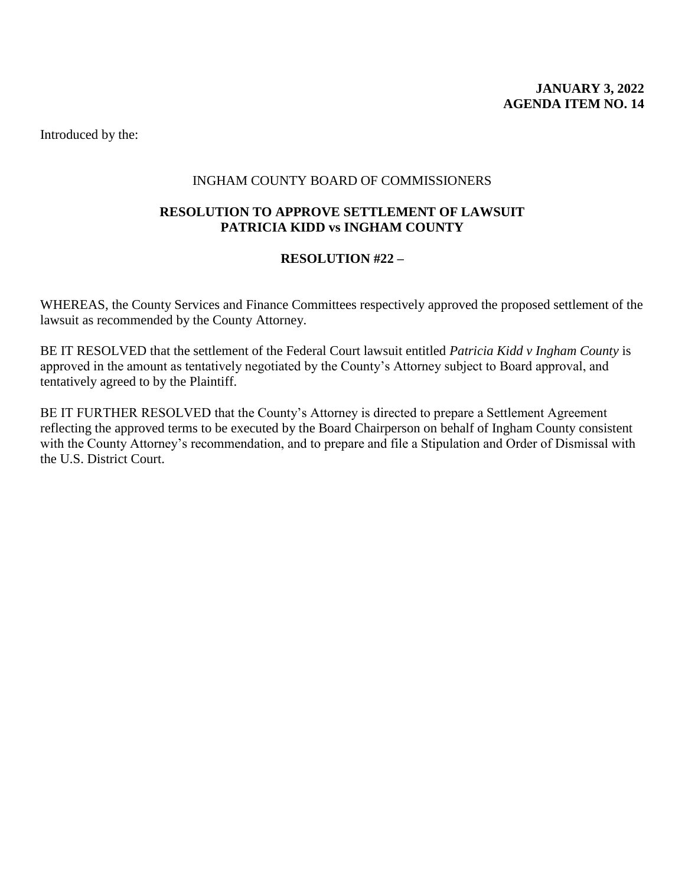**JANUARY 3, 2022**
**AGENDA ITEM NO. 14**

Introduced by the:

INGHAM COUNTY BOARD OF COMMISSIONERS

**RESOLUTION TO APPROVE SETTLEMENT OF LAWSUIT**
**PATRICIA KIDD vs INGHAM COUNTY**

**RESOLUTION #22 –**

WHEREAS, the County Services and Finance Committees respectively approved the proposed settlement of the lawsuit as recommended by the County Attorney.

BE IT RESOLVED that the settlement of the Federal Court lawsuit entitled *Patricia Kidd v Ingham County* is approved in the amount as tentatively negotiated by the County's Attorney subject to Board approval, and tentatively agreed to by the Plaintiff.

BE IT FURTHER RESOLVED that the County's Attorney is directed to prepare a Settlement Agreement reflecting the approved terms to be executed by the Board Chairperson on behalf of Ingham County consistent with the County Attorney's recommendation, and to prepare and file a Stipulation and Order of Dismissal with the U.S. District Court.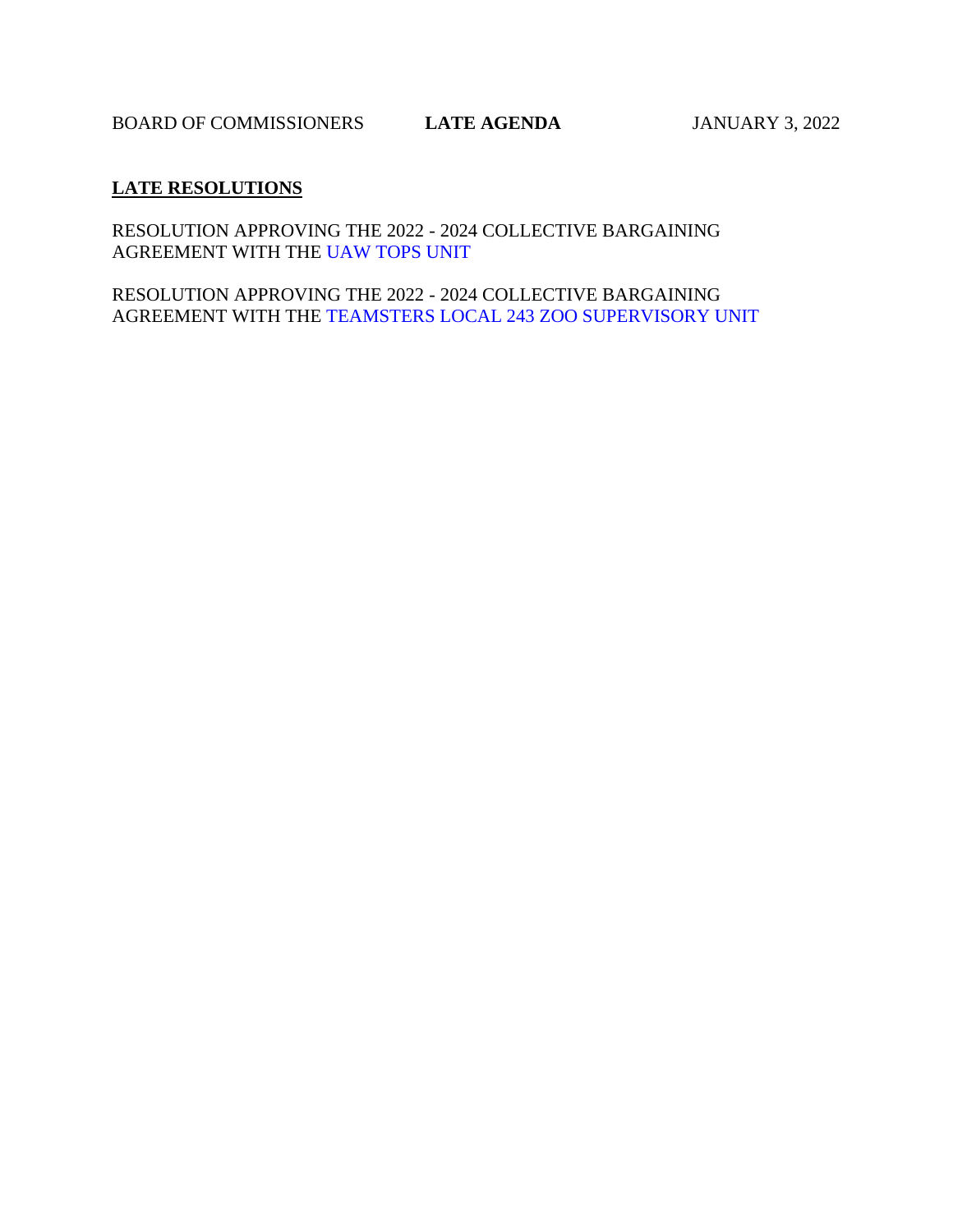BOARD OF COMMISSIONERS **LATE AGENDA** JANUARY 3, 2022

**LATE RESOLUTIONS**

RESOLUTION APPROVING THE 2022 - 2024 COLLECTIVE BARGAINING AGREEMENT WITH THE UAW TOPS UNIT

RESOLUTION APPROVING THE 2022 - 2024 COLLECTIVE BARGAINING AGREEMENT WITH THE TEAMSTERS LOCAL 243 ZOO SUPERVISORY UNIT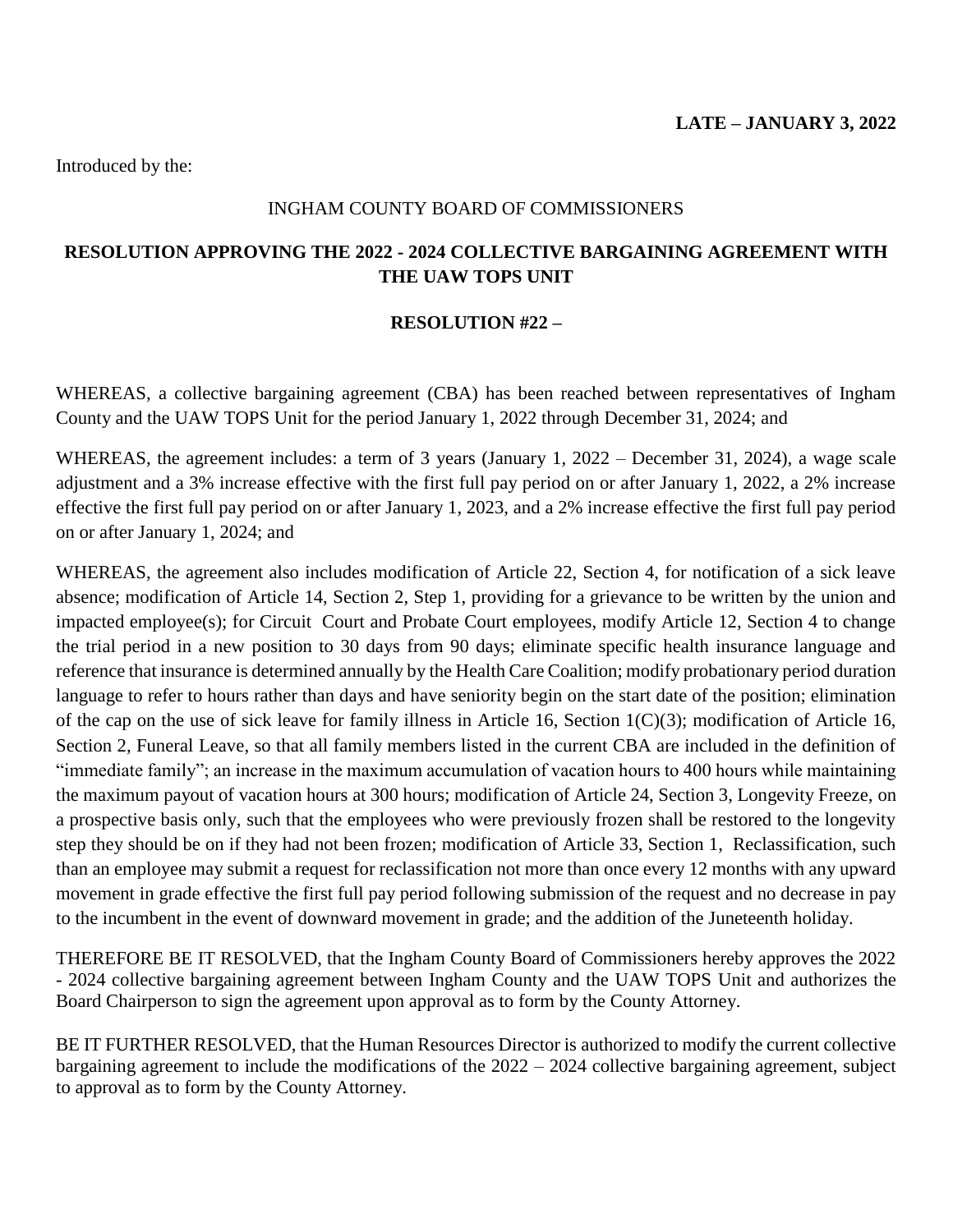**LATE – JANUARY 3, 2022**

Introduced by the:

INGHAM COUNTY BOARD OF COMMISSIONERS

## RESOLUTION APPROVING THE 2022 - 2024 COLLECTIVE BARGAINING AGREEMENT WITH THE UAW TOPS UNIT

**RESOLUTION #22 –**

WHEREAS, a collective bargaining agreement (CBA) has been reached between representatives of Ingham County and the UAW TOPS Unit for the period January 1, 2022 through December 31, 2024; and

WHEREAS, the agreement includes: a term of 3 years (January 1, 2022 – December 31, 2024), a wage scale adjustment and a 3% increase effective with the first full pay period on or after January 1, 2022, a 2% increase effective the first full pay period on or after January 1, 2023, and a 2% increase effective the first full pay period on or after January 1, 2024; and

WHEREAS, the agreement also includes modification of Article 22, Section 4, for notification of a sick leave absence; modification of Article 14, Section 2, Step 1, providing for a grievance to be written by the union and impacted employee(s); for Circuit Court and Probate Court employees, modify Article 12, Section 4 to change the trial period in a new position to 30 days from 90 days; eliminate specific health insurance language and reference that insurance is determined annually by the Health Care Coalition; modify probationary period duration language to refer to hours rather than days and have seniority begin on the start date of the position; elimination of the cap on the use of sick leave for family illness in Article 16, Section 1(C)(3); modification of Article 16, Section 2, Funeral Leave, so that all family members listed in the current CBA are included in the definition of "immediate family"; an increase in the maximum accumulation of vacation hours to 400 hours while maintaining the maximum payout of vacation hours at 300 hours; modification of Article 24, Section 3, Longevity Freeze, on a prospective basis only, such that the employees who were previously frozen shall be restored to the longevity step they should be on if they had not been frozen; modification of Article 33, Section 1, Reclassification, such than an employee may submit a request for reclassification not more than once every 12 months with any upward movement in grade effective the first full pay period following submission of the request and no decrease in pay to the incumbent in the event of downward movement in grade; and the addition of the Juneteenth holiday.

THEREFORE BE IT RESOLVED, that the Ingham County Board of Commissioners hereby approves the 2022 - 2024 collective bargaining agreement between Ingham County and the UAW TOPS Unit and authorizes the Board Chairperson to sign the agreement upon approval as to form by the County Attorney.

BE IT FURTHER RESOLVED, that the Human Resources Director is authorized to modify the current collective bargaining agreement to include the modifications of the 2022 – 2024 collective bargaining agreement, subject to approval as to form by the County Attorney.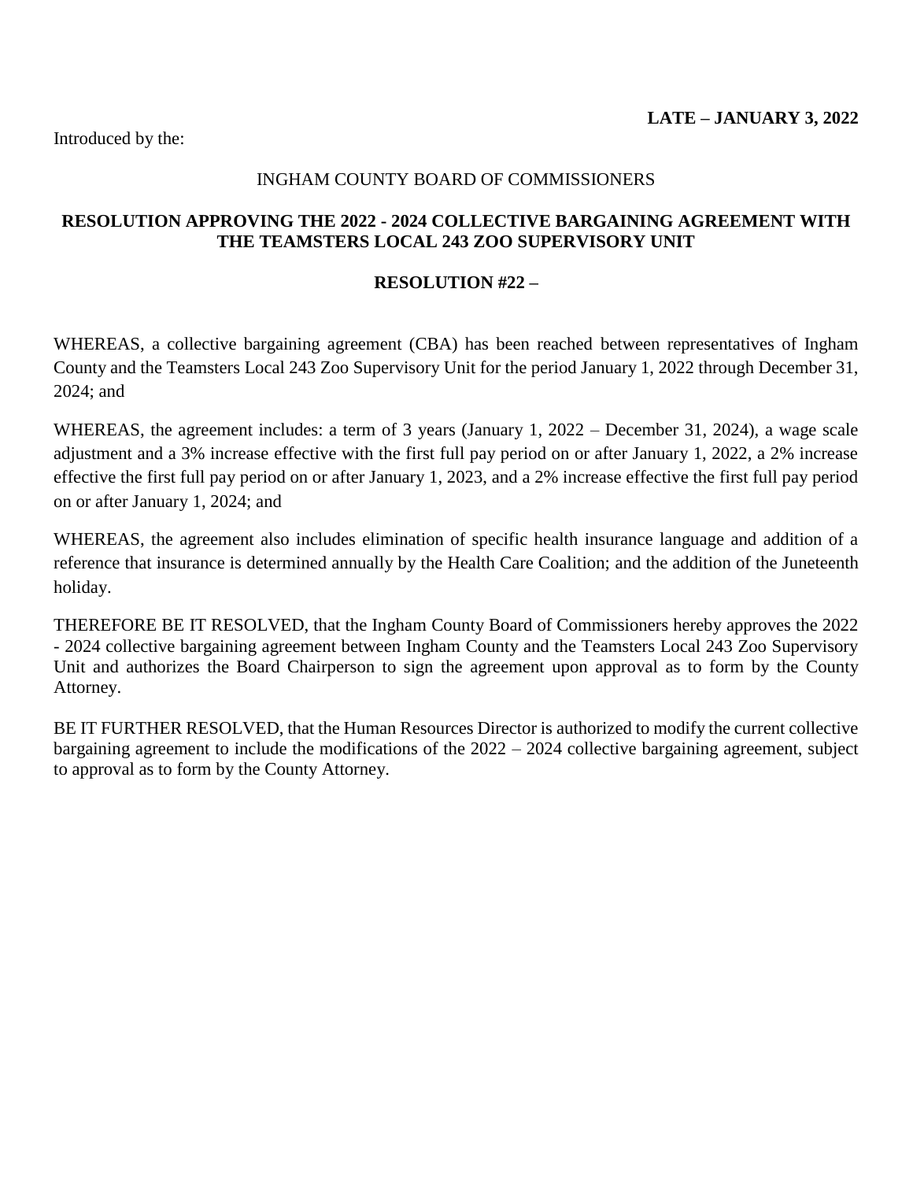**LATE – JANUARY 3, 2022**

Introduced by the:

INGHAM COUNTY BOARD OF COMMISSIONERS

**RESOLUTION APPROVING THE 2022 - 2024 COLLECTIVE BARGAINING AGREEMENT WITH THE TEAMSTERS LOCAL 243 ZOO SUPERVISORY UNIT**

**RESOLUTION #22 –**

WHEREAS, a collective bargaining agreement (CBA) has been reached between representatives of Ingham County and the Teamsters Local 243 Zoo Supervisory Unit for the period January 1, 2022 through December 31, 2024; and

WHEREAS, the agreement includes: a term of 3 years (January 1, 2022 – December 31, 2024), a wage scale adjustment and a 3% increase effective with the first full pay period on or after January 1, 2022, a 2% increase effective the first full pay period on or after January 1, 2023, and a 2% increase effective the first full pay period on or after January 1, 2024; and

WHEREAS, the agreement also includes elimination of specific health insurance language and addition of a reference that insurance is determined annually by the Health Care Coalition; and the addition of the Juneteenth holiday.

THEREFORE BE IT RESOLVED, that the Ingham County Board of Commissioners hereby approves the 2022 - 2024 collective bargaining agreement between Ingham County and the Teamsters Local 243 Zoo Supervisory Unit and authorizes the Board Chairperson to sign the agreement upon approval as to form by the County Attorney.

BE IT FURTHER RESOLVED, that the Human Resources Director is authorized to modify the current collective bargaining agreement to include the modifications of the 2022 – 2024 collective bargaining agreement, subject to approval as to form by the County Attorney.